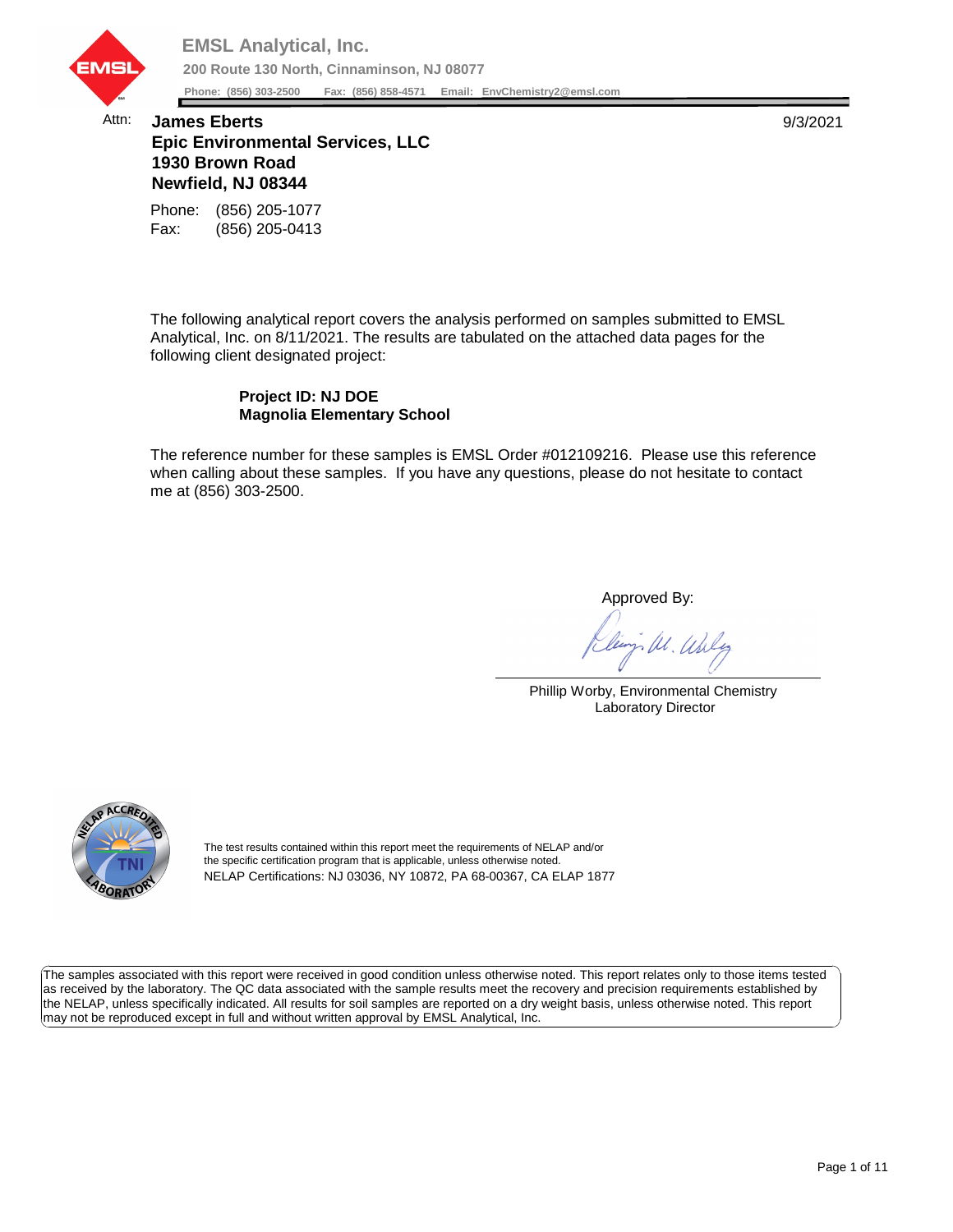**EMSL Analytical, Inc.**

**200 Route 130 North, Cinnaminson, NJ 08077**

**Phone: (856) 303-2500 Fax: (856) 858-4571 Email: EnvChemistry2@emsl.com**

Attn: **James Eberts**
**Epic Environmental Services, LLC**
**1930 Brown Road**
**Newfield, NJ 08344**

9/3/2021

Phone: (856) 205-1077
Fax: (856) 205-0413

The following analytical report covers the analysis performed on samples submitted to EMSL Analytical, Inc. on 8/11/2021. The results are tabulated on the attached data pages for the following client designated project:

**Project ID: NJ DOE**
**Magnolia Elementary School**

The reference number for these samples is EMSL Order #012109216. Please use this reference when calling about these samples. If you have any questions, please do not hesitate to contact me at (856) 303-2500.

Approved By:

Phillip Worby, Environmental Chemistry
Laboratory Director

The test results contained within this report meet the requirements of NELAP and/or the specific certification program that is applicable, unless otherwise noted.
NELAP Certifications: NJ 03036, NY 10872, PA 68-00367, CA ELAP 1877

The samples associated with this report were received in good condition unless otherwise noted. This report relates only to those items tested as received by the laboratory. The QC data associated with the sample results meet the recovery and precision requirements established by the NELAP, unless specifically indicated. All results for soil samples are reported on a dry weight basis, unless otherwise noted. This report may not be reproduced except in full and without written approval by EMSL Analytical, Inc.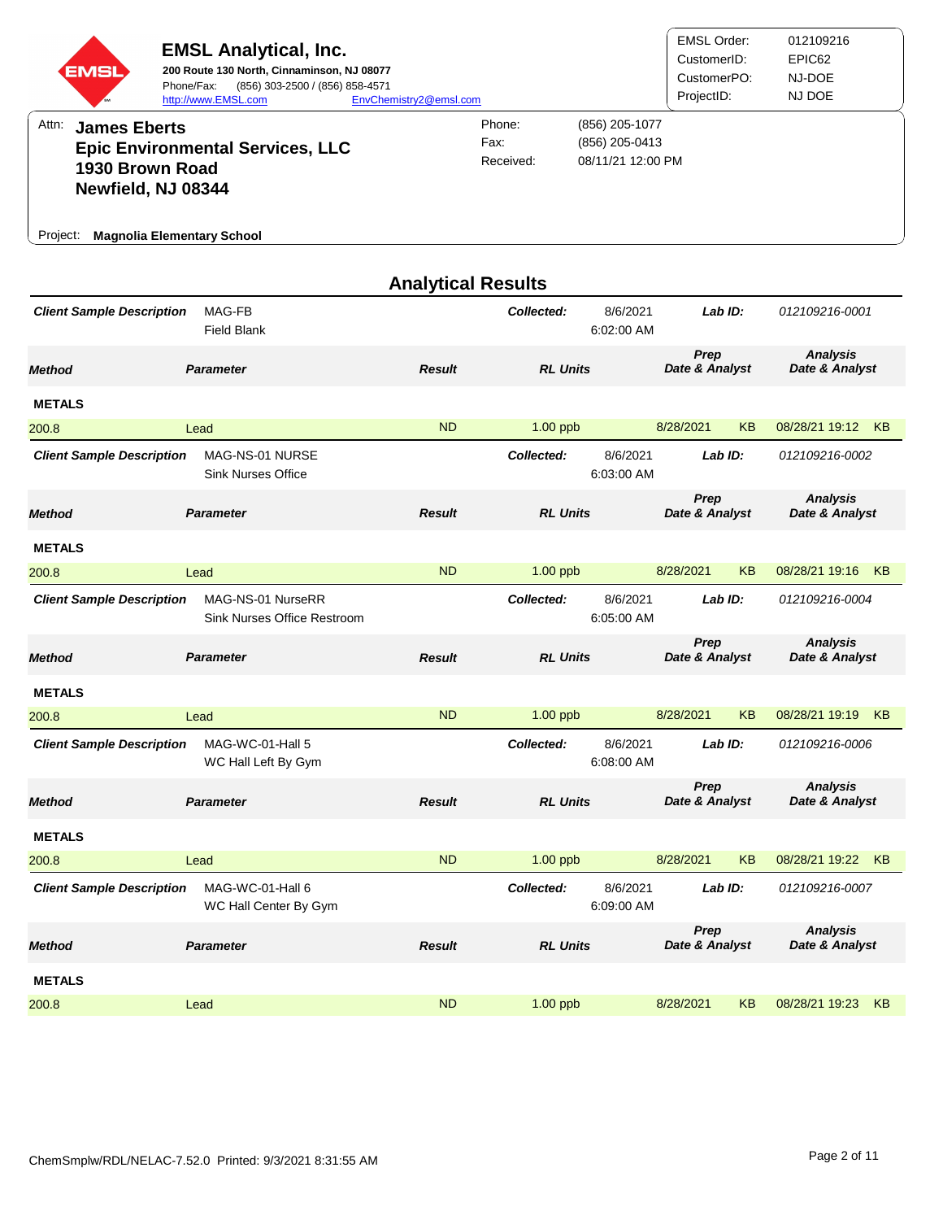**EMSL Analytical, Inc.**
**200 Route 130 North, Cinnaminson, NJ 08077**
Phone/Fax: (856) 303-2500 / (856) 858-4571
http://www.EMSL.com  EnvChemistry2@emsl.com

| | |
|---|---|
| EMSL Order: | 012109216 |
| CustomerID: | EPIC62 |
| CustomerPO: | NJ-DOE |
| ProjectID: | NJ DOE |

Attn: **James Eberts**
**Epic Environmental Services, LLC**
**1930 Brown Road**
**Newfield, NJ 08344**

| | |
|---|---|
| Phone: | (856) 205-1077 |
| Fax: | (856) 205-0413 |
| Received: | 08/11/21 12:00 PM |

Project: **Magnolia Elementary School**

## Analytical Results

***Client Sample Description*** MAG-FB Field Blank — ***Collected:*** 8/6/2021 6:02:00 AM — ***Lab ID:*** *012109216-0001*

| *Method* | *Parameter* | *Result* | *RL Units* | *Prep Date & Analyst* | | *Analysis Date & Analyst* | |
|---|---|---|---|---|---|---|---|
| **METALS** | | | | | | | |
| 200.8 | Lead | ND | 1.00 ppb | 8/28/2021 | KB | 08/28/21 19:12 | KB |

***Client Sample Description*** MAG-NS-01 NURSE Sink Nurses Office — ***Collected:*** 8/6/2021 6:03:00 AM — ***Lab ID:*** *012109216-0002*

| *Method* | *Parameter* | *Result* | *RL Units* | *Prep Date & Analyst* | | *Analysis Date & Analyst* | |
|---|---|---|---|---|---|---|---|
| **METALS** | | | | | | | |
| 200.8 | Lead | ND | 1.00 ppb | 8/28/2021 | KB | 08/28/21 19:16 | KB |

***Client Sample Description*** MAG-NS-01 NurseRR Sink Nurses Office Restroom — ***Collected:*** 8/6/2021 6:05:00 AM — ***Lab ID:*** *012109216-0004*

| *Method* | *Parameter* | *Result* | *RL Units* | *Prep Date & Analyst* | | *Analysis Date & Analyst* | |
|---|---|---|---|---|---|---|---|
| **METALS** | | | | | | | |
| 200.8 | Lead | ND | 1.00 ppb | 8/28/2021 | KB | 08/28/21 19:19 | KB |

***Client Sample Description*** MAG-WC-01-Hall 5 WC Hall Left By Gym — ***Collected:*** 8/6/2021 6:08:00 AM — ***Lab ID:*** *012109216-0006*

| *Method* | *Parameter* | *Result* | *RL Units* | *Prep Date & Analyst* | | *Analysis Date & Analyst* | |
|---|---|---|---|---|---|---|---|
| **METALS** | | | | | | | |
| 200.8 | Lead | ND | 1.00 ppb | 8/28/2021 | KB | 08/28/21 19:22 | KB |

***Client Sample Description*** MAG-WC-01-Hall 6 WC Hall Center By Gym — ***Collected:*** 8/6/2021 6:09:00 AM — ***Lab ID:*** *012109216-0007*

| *Method* | *Parameter* | *Result* | *RL Units* | *Prep Date & Analyst* | | *Analysis Date & Analyst* | |
|---|---|---|---|---|---|---|---|
| **METALS** | | | | | | | |
| 200.8 | Lead | ND | 1.00 ppb | 8/28/2021 | KB | 08/28/21 19:23 | KB |

ChemSmplw/RDL/NELAC-7.52.0 Printed: 9/3/2021 8:31:55 AM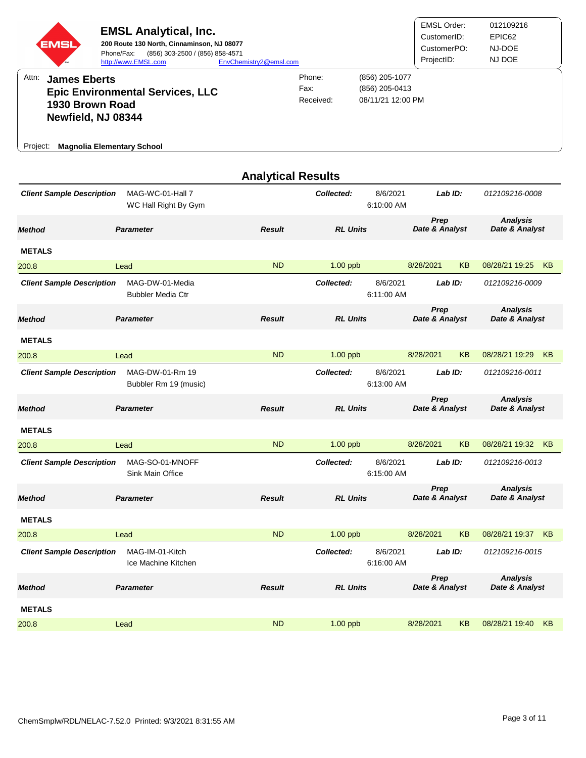# EMSL Analytical, Inc.

**200 Route 130 North, Cinnaminson, NJ 08077**
Phone/Fax: (856) 303-2500 / (856) 858-4571
http://www.EMSL.com EnvChemistry2@emsl.com

| | |
|---|---|
| EMSL Order: | 012109216 |
| CustomerID: | EPIC62 |
| CustomerPO: | NJ-DOE |
| ProjectID: | NJ DOE |

Attn: **James Eberts**
**Epic Environmental Services, LLC**
**1930 Brown Road**
**Newfield, NJ 08344**

| | |
|---|---|
| Phone: | (856) 205-1077 |
| Fax: | (856) 205-0413 |
| Received: | 08/11/21 12:00 PM |

Project: **Magnolia Elementary School**

## Analytical Results

**Client Sample Description:** MAG-WC-01-Hall 7 — WC Hall Right By Gym
**Collected:** 8/6/2021 6:10:00 AM **Lab ID:** 012109216-0008

| Method | Parameter | Result | RL Units | Prep Date & Analyst | Analysis Date & Analyst |
|---|---|---|---|---|---|
| **METALS** | | | | | |
| 200.8 | Lead | ND | 1.00 ppb | 8/28/2021 KB | 08/28/21 19:25 KB |

**Client Sample Description:** MAG-DW-01-Media — Bubbler Media Ctr
**Collected:** 8/6/2021 6:11:00 AM **Lab ID:** 012109216-0009

| Method | Parameter | Result | RL Units | Prep Date & Analyst | Analysis Date & Analyst |
|---|---|---|---|---|---|
| **METALS** | | | | | |
| 200.8 | Lead | ND | 1.00 ppb | 8/28/2021 KB | 08/28/21 19:29 KB |

**Client Sample Description:** MAG-DW-01-Rm 19 — Bubbler Rm 19 (music)
**Collected:** 8/6/2021 6:13:00 AM **Lab ID:** 012109216-0011

| Method | Parameter | Result | RL Units | Prep Date & Analyst | Analysis Date & Analyst |
|---|---|---|---|---|---|
| **METALS** | | | | | |
| 200.8 | Lead | ND | 1.00 ppb | 8/28/2021 KB | 08/28/21 19:32 KB |

**Client Sample Description:** MAG-SO-01-MNOFF — Sink Main Office
**Collected:** 8/6/2021 6:15:00 AM **Lab ID:** 012109216-0013

| Method | Parameter | Result | RL Units | Prep Date & Analyst | Analysis Date & Analyst |
|---|---|---|---|---|---|
| **METALS** | | | | | |
| 200.8 | Lead | ND | 1.00 ppb | 8/28/2021 KB | 08/28/21 19:37 KB |

**Client Sample Description:** MAG-IM-01-Kitch — Ice Machine Kitchen
**Collected:** 8/6/2021 6:16:00 AM **Lab ID:** 012109216-0015

| Method | Parameter | Result | RL Units | Prep Date & Analyst | Analysis Date & Analyst |
|---|---|---|---|---|---|
| **METALS** | | | | | |
| 200.8 | Lead | ND | 1.00 ppb | 8/28/2021 KB | 08/28/21 19:40 KB |

ChemSmplw/RDL/NELAC-7.52.0 Printed: 9/3/2021 8:31:55 AM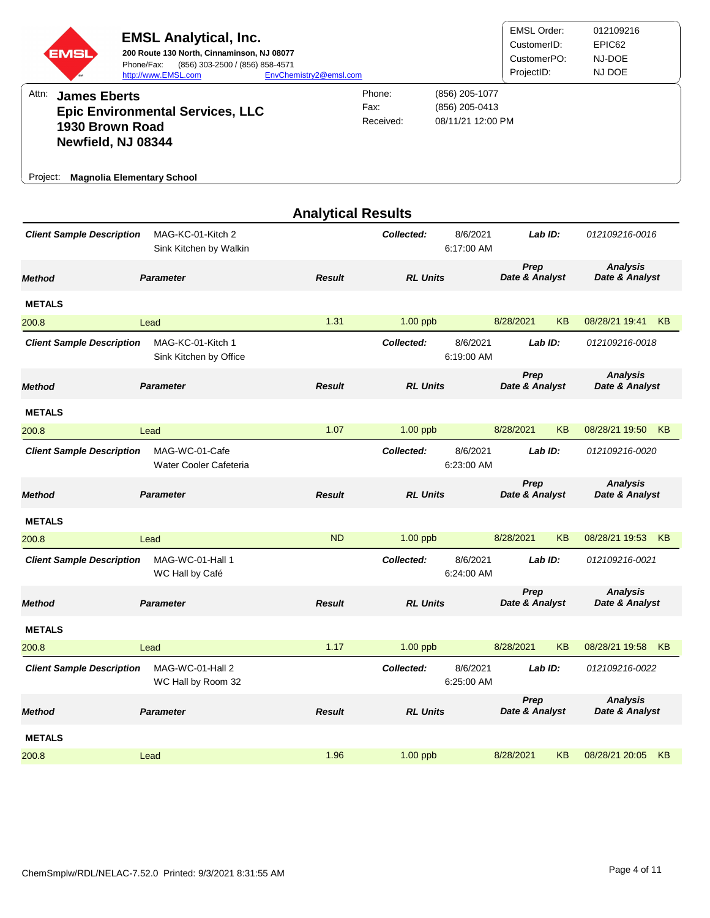# EMSL Analytical, Inc.

**200 Route 130 North, Cinnaminson, NJ 08077**
Phone/Fax: (856) 303-2500 / (856) 858-4571
http://www.EMSL.com EnvChemistry2@emsl.com

EMSL Order: 012109216
CustomerID: EPIC62
CustomerPO: NJ-DOE
ProjectID: NJ DOE

Attn: **James Eberts**
**Epic Environmental Services, LLC**
**1930 Brown Road**
**Newfield, NJ 08344**

Phone: (856) 205-1077
Fax: (856) 205-0413
Received: 08/11/21 12:00 PM

Project: **Magnolia Elementary School**

## Analytical Results

**Client Sample Description:** MAG-KC-01-Kitch 2 Sink Kitchen by Walkin
**Collected:** 8/6/2021 6:17:00 AM **Lab ID:** 012109216-0016

| Method | Parameter | Result | RL Units | Prep Date & Analyst | Analysis Date & Analyst |
|---|---|---|---|---|---|
| **METALS** | | | | | |
| 200.8 | Lead | 1.31 | 1.00 ppb | 8/28/2021 KB | 08/28/21 19:41 KB |

**Client Sample Description:** MAG-KC-01-Kitch 1 Sink Kitchen by Office
**Collected:** 8/6/2021 6:19:00 AM **Lab ID:** 012109216-0018

| Method | Parameter | Result | RL Units | Prep Date & Analyst | Analysis Date & Analyst |
|---|---|---|---|---|---|
| **METALS** | | | | | |
| 200.8 | Lead | 1.07 | 1.00 ppb | 8/28/2021 KB | 08/28/21 19:50 KB |

**Client Sample Description:** MAG-WC-01-Cafe Water Cooler Cafeteria
**Collected:** 8/6/2021 6:23:00 AM **Lab ID:** 012109216-0020

| Method | Parameter | Result | RL Units | Prep Date & Analyst | Analysis Date & Analyst |
|---|---|---|---|---|---|
| **METALS** | | | | | |
| 200.8 | Lead | ND | 1.00 ppb | 8/28/2021 KB | 08/28/21 19:53 KB |

**Client Sample Description:** MAG-WC-01-Hall 1 WC Hall by Café
**Collected:** 8/6/2021 6:24:00 AM **Lab ID:** 012109216-0021

| Method | Parameter | Result | RL Units | Prep Date & Analyst | Analysis Date & Analyst |
|---|---|---|---|---|---|
| **METALS** | | | | | |
| 200.8 | Lead | 1.17 | 1.00 ppb | 8/28/2021 KB | 08/28/21 19:58 KB |

**Client Sample Description:** MAG-WC-01-Hall 2 WC Hall by Room 32
**Collected:** 8/6/2021 6:25:00 AM **Lab ID:** 012109216-0022

| Method | Parameter | Result | RL Units | Prep Date & Analyst | Analysis Date & Analyst |
|---|---|---|---|---|---|
| **METALS** | | | | | |
| 200.8 | Lead | 1.96 | 1.00 ppb | 8/28/2021 KB | 08/28/21 20:05 KB |

ChemSmplw/RDL/NELAC-7.52.0 Printed: 9/3/2021 8:31:55 AM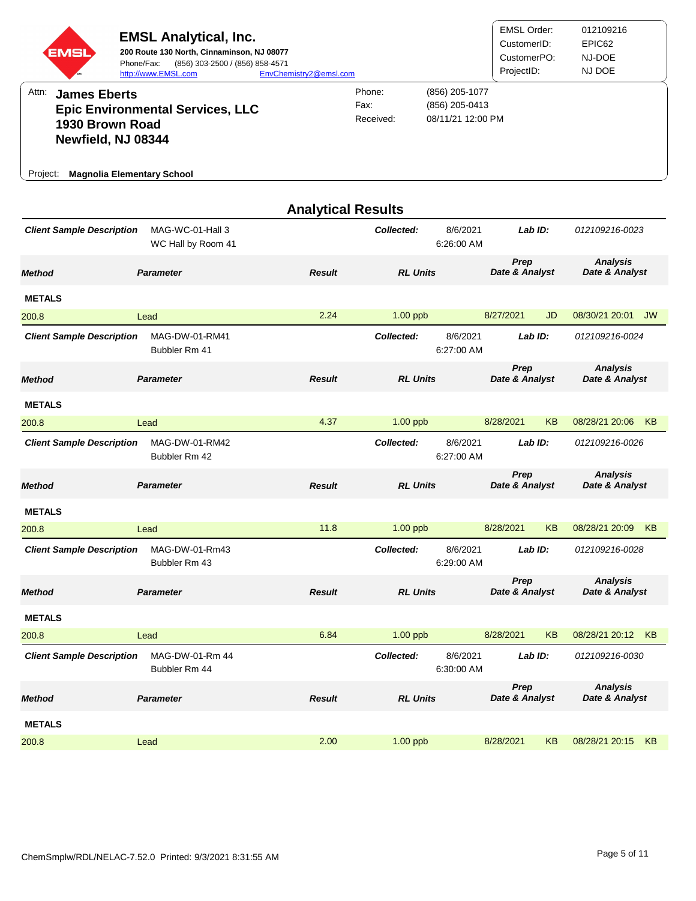**EMSL Analytical, Inc.**
**200 Route 130 North, Cinnaminson, NJ 08077**
Phone/Fax: (856) 303-2500 / (856) 858-4571
http://www.EMSL.com EnvChemistry2@emsl.com

| | |
|---|---|
| EMSL Order: | 012109216 |
| CustomerID: | EPIC62 |
| CustomerPO: | NJ-DOE |
| ProjectID: | NJ DOE |

Attn: **James Eberts**
**Epic Environmental Services, LLC**
**1930 Brown Road**
**Newfield, NJ 08344**

| | |
|---|---|
| Phone: | (856) 205-1077 |
| Fax: | (856) 205-0413 |
| Received: | 08/11/21 12:00 PM |

Project: **Magnolia Elementary School**

## Analytical Results

**Client Sample Description:** MAG-WC-01-Hall 3, WC Hall by Room 41 — **Collected:** 8/6/2021 6:26:00 AM — **Lab ID:** 012109216-0023

| Method | Parameter | Result | RL Units | Prep Date & Analyst | | Analysis Date & Analyst | |
|---|---|---|---|---|---|---|---|
| **METALS** | | | | | | | |
| 200.8 | Lead | 2.24 | 1.00 ppb | 8/27/2021 | JD | 08/30/21 20:01 | JW |

**Client Sample Description:** MAG-DW-01-RM41, Bubbler Rm 41 — **Collected:** 8/6/2021 6:27:00 AM — **Lab ID:** 012109216-0024

| Method | Parameter | Result | RL Units | Prep Date & Analyst | | Analysis Date & Analyst | |
|---|---|---|---|---|---|---|---|
| **METALS** | | | | | | | |
| 200.8 | Lead | 4.37 | 1.00 ppb | 8/28/2021 | KB | 08/28/21 20:06 | KB |

**Client Sample Description:** MAG-DW-01-RM42, Bubbler Rm 42 — **Collected:** 8/6/2021 6:27:00 AM — **Lab ID:** 012109216-0026

| Method | Parameter | Result | RL Units | Prep Date & Analyst | | Analysis Date & Analyst | |
|---|---|---|---|---|---|---|---|
| **METALS** | | | | | | | |
| 200.8 | Lead | 11.8 | 1.00 ppb | 8/28/2021 | KB | 08/28/21 20:09 | KB |

**Client Sample Description:** MAG-DW-01-Rm43, Bubbler Rm 43 — **Collected:** 8/6/2021 6:29:00 AM — **Lab ID:** 012109216-0028

| Method | Parameter | Result | RL Units | Prep Date & Analyst | | Analysis Date & Analyst | |
|---|---|---|---|---|---|---|---|
| **METALS** | | | | | | | |
| 200.8 | Lead | 6.84 | 1.00 ppb | 8/28/2021 | KB | 08/28/21 20:12 | KB |

**Client Sample Description:** MAG-DW-01-Rm 44, Bubbler Rm 44 — **Collected:** 8/6/2021 6:30:00 AM — **Lab ID:** 012109216-0030

| Method | Parameter | Result | RL Units | Prep Date & Analyst | | Analysis Date & Analyst | |
|---|---|---|---|---|---|---|---|
| **METALS** | | | | | | | |
| 200.8 | Lead | 2.00 | 1.00 ppb | 8/28/2021 | KB | 08/28/21 20:15 | KB |

ChemSmplw/RDL/NELAC-7.52.0 Printed: 9/3/2021 8:31:55 AM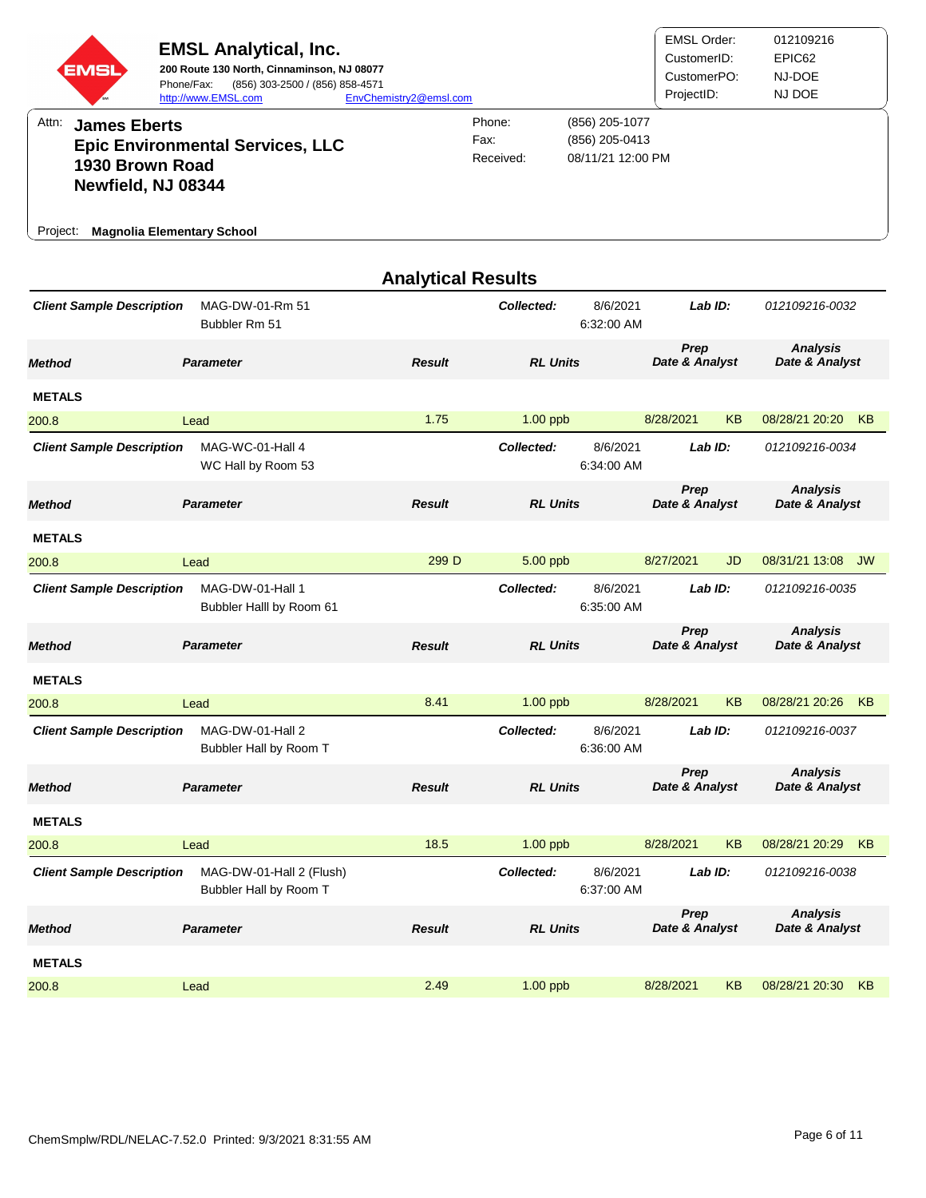**EMSL Analytical, Inc.**
200 Route 130 North, Cinnaminson, NJ 08077
Phone/Fax: (856) 303-2500 / (856) 858-4571
http://www.EMSL.com EnvChemistry2@emsl.com

| | |
|---|---|
| EMSL Order: | 012109216 |
| CustomerID: | EPIC62 |
| CustomerPO: | NJ-DOE |
| ProjectID: | NJ DOE |

Attn: **James Eberts**
**Epic Environmental Services, LLC**
**1930 Brown Road**
**Newfield, NJ 08344**

| | |
|---|---|
| Phone: | (856) 205-1077 |
| Fax: | (856) 205-0413 |
| Received: | 08/11/21 12:00 PM |

Project: **Magnolia Elementary School**

## Analytical Results

**Client Sample Description** MAG-DW-01-Rm 51, Bubbler Rm 51 — **Collected:** 8/6/2021 6:32:00 AM — **Lab ID:** 012109216-0032

| Method | Parameter | Result | RL Units | Prep Date & Analyst | Analysis Date & Analyst |
|---|---|---|---|---|---|
| **METALS** | | | | | |
| 200.8 | Lead | 1.75 | 1.00 ppb | 8/28/2021 KB | 08/28/21 20:20 KB |

**Client Sample Description** MAG-WC-01-Hall 4, WC Hall by Room 53 — **Collected:** 8/6/2021 6:34:00 AM — **Lab ID:** 012109216-0034

| Method | Parameter | Result | RL Units | Prep Date & Analyst | Analysis Date & Analyst |
|---|---|---|---|---|---|
| **METALS** | | | | | |
| 200.8 | Lead | 299 D | 5.00 ppb | 8/27/2021 JD | 08/31/21 13:08 JW |

**Client Sample Description** MAG-DW-01-Hall 1, Bubbler Halll by Room 61 — **Collected:** 8/6/2021 6:35:00 AM — **Lab ID:** 012109216-0035

| Method | Parameter | Result | RL Units | Prep Date & Analyst | Analysis Date & Analyst |
|---|---|---|---|---|---|
| **METALS** | | | | | |
| 200.8 | Lead | 8.41 | 1.00 ppb | 8/28/2021 KB | 08/28/21 20:26 KB |

**Client Sample Description** MAG-DW-01-Hall 2, Bubbler Hall by Room T — **Collected:** 8/6/2021 6:36:00 AM — **Lab ID:** 012109216-0037

| Method | Parameter | Result | RL Units | Prep Date & Analyst | Analysis Date & Analyst |
|---|---|---|---|---|---|
| **METALS** | | | | | |
| 200.8 | Lead | 18.5 | 1.00 ppb | 8/28/2021 KB | 08/28/21 20:29 KB |

**Client Sample Description** MAG-DW-01-Hall 2 (Flush), Bubbler Hall by Room T — **Collected:** 8/6/2021 6:37:00 AM — **Lab ID:** 012109216-0038

| Method | Parameter | Result | RL Units | Prep Date & Analyst | Analysis Date & Analyst |
|---|---|---|---|---|---|
| **METALS** | | | | | |
| 200.8 | Lead | 2.49 | 1.00 ppb | 8/28/2021 KB | 08/28/21 20:30 KB |

ChemSmplw/RDL/NELAC-7.52.0 Printed: 9/3/2021 8:31:55 AM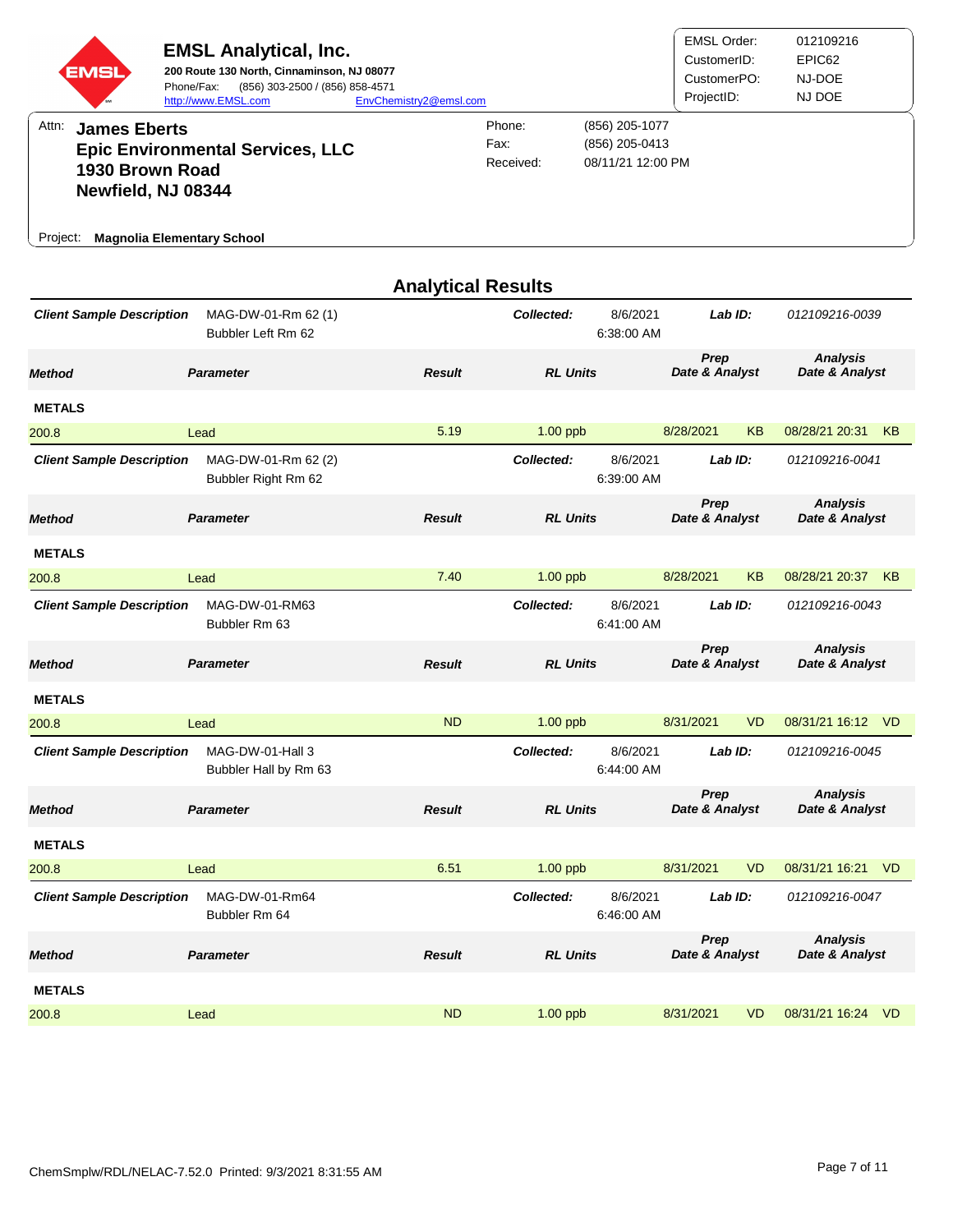**EMSL Analytical, Inc.**
**200 Route 130 North, Cinnaminson, NJ 08077**
Phone/Fax: (856) 303-2500 / (856) 858-4571
http://www.EMSL.com EnvChemistry2@emsl.com

| | |
|---|---|
| EMSL Order: | 012109216 |
| CustomerID: | EPIC62 |
| CustomerPO: | NJ-DOE |
| ProjectID: | NJ DOE |

Attn: **James Eberts**
**Epic Environmental Services, LLC**
**1930 Brown Road**
**Newfield, NJ 08344**

| | |
|---|---|
| Phone: | (856) 205-1077 |
| Fax: | (856) 205-0413 |
| Received: | 08/11/21 12:00 PM |

Project: **Magnolia Elementary School**

## Analytical Results

**Client Sample Description:** MAG-DW-01-Rm 62 (1) Bubbler Left Rm 62 — **Collected:** 8/6/2021 6:38:00 AM — **Lab ID:** 012109216-0039

| Method | Parameter | Result | RL Units | Prep Date & Analyst | Analysis Date & Analyst |
|---|---|---|---|---|---|
| **METALS** | | | | | |
| 200.8 | Lead | 5.19 | 1.00 ppb | 8/28/2021 KB | 08/28/21 20:31 KB |

**Client Sample Description:** MAG-DW-01-Rm 62 (2) Bubbler Right Rm 62 — **Collected:** 8/6/2021 6:39:00 AM — **Lab ID:** 012109216-0041

| Method | Parameter | Result | RL Units | Prep Date & Analyst | Analysis Date & Analyst |
|---|---|---|---|---|---|
| **METALS** | | | | | |
| 200.8 | Lead | 7.40 | 1.00 ppb | 8/28/2021 KB | 08/28/21 20:37 KB |

**Client Sample Description:** MAG-DW-01-RM63 Bubbler Rm 63 — **Collected:** 8/6/2021 6:41:00 AM — **Lab ID:** 012109216-0043

| Method | Parameter | Result | RL Units | Prep Date & Analyst | Analysis Date & Analyst |
|---|---|---|---|---|---|
| **METALS** | | | | | |
| 200.8 | Lead | ND | 1.00 ppb | 8/31/2021 VD | 08/31/21 16:12 VD |

**Client Sample Description:** MAG-DW-01-Hall 3 Bubbler Hall by Rm 63 — **Collected:** 8/6/2021 6:44:00 AM — **Lab ID:** 012109216-0045

| Method | Parameter | Result | RL Units | Prep Date & Analyst | Analysis Date & Analyst |
|---|---|---|---|---|---|
| **METALS** | | | | | |
| 200.8 | Lead | 6.51 | 1.00 ppb | 8/31/2021 VD | 08/31/21 16:21 VD |

**Client Sample Description:** MAG-DW-01-Rm64 Bubbler Rm 64 — **Collected:** 8/6/2021 6:46:00 AM — **Lab ID:** 012109216-0047

| Method | Parameter | Result | RL Units | Prep Date & Analyst | Analysis Date & Analyst |
|---|---|---|---|---|---|
| **METALS** | | | | | |
| 200.8 | Lead | ND | 1.00 ppb | 8/31/2021 VD | 08/31/21 16:24 VD |

ChemSmplw/RDL/NELAC-7.52.0 Printed: 9/3/2021 8:31:55 AM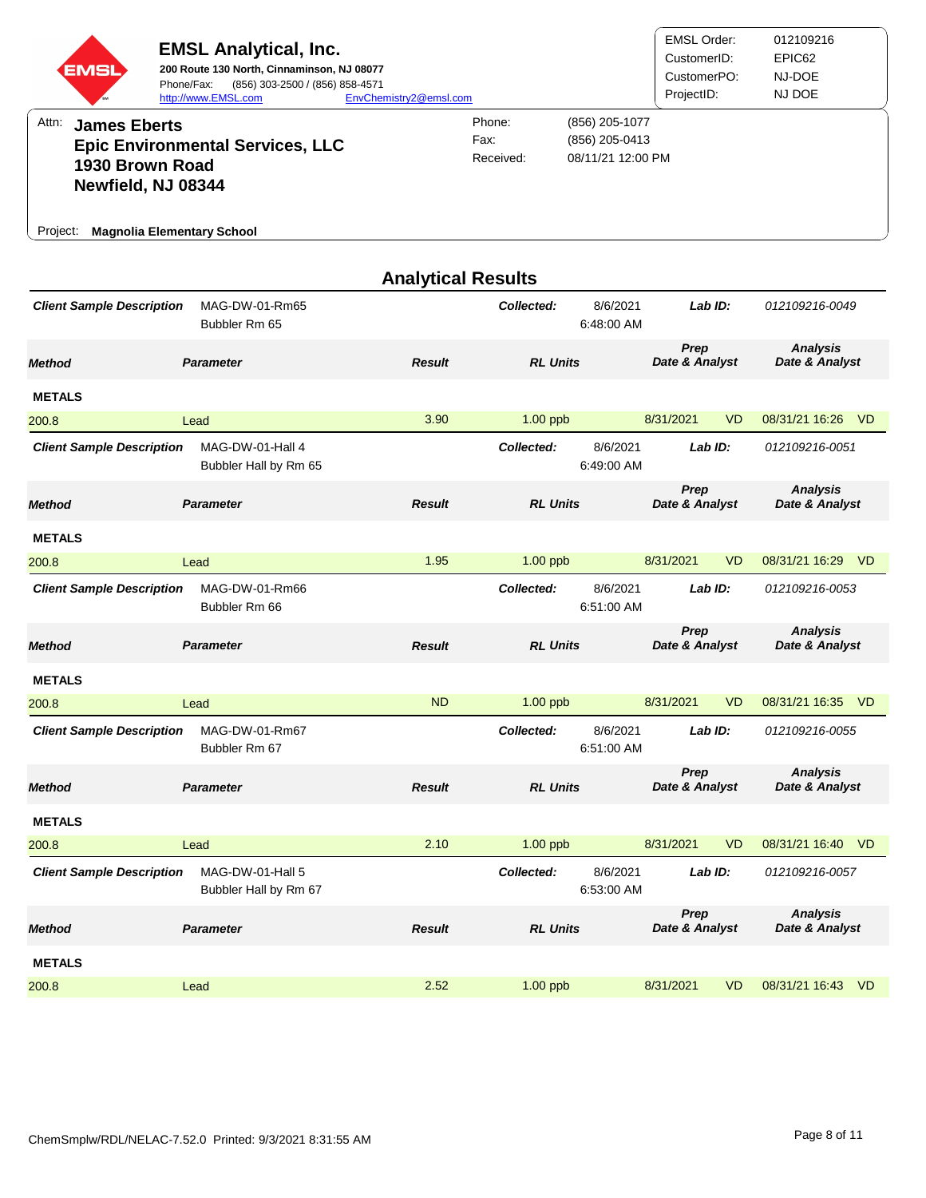**EMSL Analytical, Inc.**
200 Route 130 North, Cinnaminson, NJ 08077
Phone/Fax: (856) 303-2500 / (856) 858-4571
http://www.EMSL.com EnvChemistry2@emsl.com

| | |
|---|---|
| EMSL Order: | 012109216 |
| CustomerID: | EPIC62 |
| CustomerPO: | NJ-DOE |
| ProjectID: | NJ DOE |

Attn: **James Eberts**
**Epic Environmental Services, LLC**
**1930 Brown Road**
**Newfield, NJ 08344**

| | |
|---|---|
| Phone: | (856) 205-1077 |
| Fax: | (856) 205-0413 |
| Received: | 08/11/21 12:00 PM |

Project: **Magnolia Elementary School**

## Analytical Results

**Client Sample Description:** MAG-DW-01-Rm65, Bubbler Rm 65 — **Collected:** 8/6/2021 6:48:00 AM — **Lab ID:** 012109216-0049

| Method | Parameter | Result | RL Units | Prep Date & Analyst | | Analysis Date & Analyst | |
|---|---|---|---|---|---|---|---|
| **METALS** | | | | | | | |
| 200.8 | Lead | 3.90 | 1.00 ppb | 8/31/2021 | VD | 08/31/21 16:26 | VD |

**Client Sample Description:** MAG-DW-01-Hall 4, Bubbler Hall by Rm 65 — **Collected:** 8/6/2021 6:49:00 AM — **Lab ID:** 012109216-0051

| Method | Parameter | Result | RL Units | Prep Date & Analyst | | Analysis Date & Analyst | |
|---|---|---|---|---|---|---|---|
| **METALS** | | | | | | | |
| 200.8 | Lead | 1.95 | 1.00 ppb | 8/31/2021 | VD | 08/31/21 16:29 | VD |

**Client Sample Description:** MAG-DW-01-Rm66, Bubbler Rm 66 — **Collected:** 8/6/2021 6:51:00 AM — **Lab ID:** 012109216-0053

| Method | Parameter | Result | RL Units | Prep Date & Analyst | | Analysis Date & Analyst | |
|---|---|---|---|---|---|---|---|
| **METALS** | | | | | | | |
| 200.8 | Lead | ND | 1.00 ppb | 8/31/2021 | VD | 08/31/21 16:35 | VD |

**Client Sample Description:** MAG-DW-01-Rm67, Bubbler Rm 67 — **Collected:** 8/6/2021 6:51:00 AM — **Lab ID:** 012109216-0055

| Method | Parameter | Result | RL Units | Prep Date & Analyst | | Analysis Date & Analyst | |
|---|---|---|---|---|---|---|---|
| **METALS** | | | | | | | |
| 200.8 | Lead | 2.10 | 1.00 ppb | 8/31/2021 | VD | 08/31/21 16:40 | VD |

**Client Sample Description:** MAG-DW-01-Hall 5, Bubbler Hall by Rm 67 — **Collected:** 8/6/2021 6:53:00 AM — **Lab ID:** 012109216-0057

| Method | Parameter | Result | RL Units | Prep Date & Analyst | | Analysis Date & Analyst | |
|---|---|---|---|---|---|---|---|
| **METALS** | | | | | | | |
| 200.8 | Lead | 2.52 | 1.00 ppb | 8/31/2021 | VD | 08/31/21 16:43 | VD |

ChemSmplw/RDL/NELAC-7.52.0 Printed: 9/3/2021 8:31:55 AM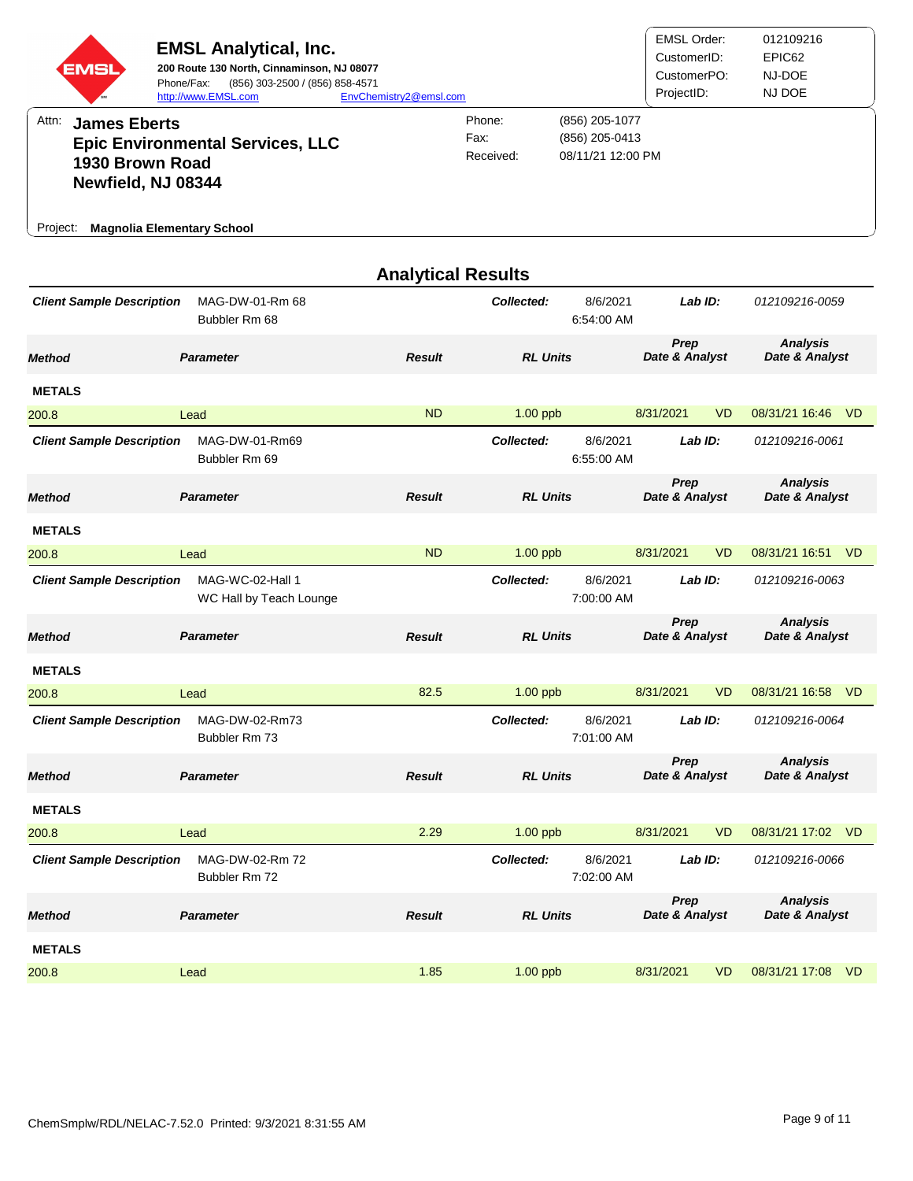**EMSL Analytical, Inc.**

**200 Route 130 North, Cinnaminson, NJ 08077**

Phone/Fax: (856) 303-2500 / (856) 858-4571

http://www.EMSL.com EnvChemistry2@emsl.com

| | |
|---|---|
| EMSL Order: | 012109216 |
| CustomerID: | EPIC62 |
| CustomerPO: | NJ-DOE |
| ProjectID: | NJ DOE |

Attn: **James Eberts**
**Epic Environmental Services, LLC**
**1930 Brown Road**
**Newfield, NJ 08344**

| | |
|---|---|
| Phone: | (856) 205-1077 |
| Fax: | (856) 205-0413 |
| Received: | 08/11/21 12:00 PM |

Project: **Magnolia Elementary School**

## Analytical Results

**Client Sample Description:** MAG-DW-01-Rm 68 — Bubbler Rm 68
**Collected:** 8/6/2021 6:54:00 AM **Lab ID:** 012109216-0059

| Method | Parameter | Result | RL Units | Prep Date & Analyst | | Analysis Date & Analyst | |
|---|---|---|---|---|---|---|---|
| **METALS** | | | | | | | |
| 200.8 | Lead | ND | 1.00 ppb | 8/31/2021 | VD | 08/31/21 16:46 | VD |

**Client Sample Description:** MAG-DW-01-Rm69 — Bubbler Rm 69
**Collected:** 8/6/2021 6:55:00 AM **Lab ID:** 012109216-0061

| Method | Parameter | Result | RL Units | Prep Date & Analyst | | Analysis Date & Analyst | |
|---|---|---|---|---|---|---|---|
| **METALS** | | | | | | | |
| 200.8 | Lead | ND | 1.00 ppb | 8/31/2021 | VD | 08/31/21 16:51 | VD |

**Client Sample Description:** MAG-WC-02-Hall 1 — WC Hall by Teach Lounge
**Collected:** 8/6/2021 7:00:00 AM **Lab ID:** 012109216-0063

| Method | Parameter | Result | RL Units | Prep Date & Analyst | | Analysis Date & Analyst | |
|---|---|---|---|---|---|---|---|
| **METALS** | | | | | | | |
| 200.8 | Lead | 82.5 | 1.00 ppb | 8/31/2021 | VD | 08/31/21 16:58 | VD |

**Client Sample Description:** MAG-DW-02-Rm73 — Bubbler Rm 73
**Collected:** 8/6/2021 7:01:00 AM **Lab ID:** 012109216-0064

| Method | Parameter | Result | RL Units | Prep Date & Analyst | | Analysis Date & Analyst | |
|---|---|---|---|---|---|---|---|
| **METALS** | | | | | | | |
| 200.8 | Lead | 2.29 | 1.00 ppb | 8/31/2021 | VD | 08/31/21 17:02 | VD |

**Client Sample Description:** MAG-DW-02-Rm 72 — Bubbler Rm 72
**Collected:** 8/6/2021 7:02:00 AM **Lab ID:** 012109216-0066

| Method | Parameter | Result | RL Units | Prep Date & Analyst | | Analysis Date & Analyst | |
|---|---|---|---|---|---|---|---|
| **METALS** | | | | | | | |
| 200.8 | Lead | 1.85 | 1.00 ppb | 8/31/2021 | VD | 08/31/21 17:08 | VD |

ChemSmplw/RDL/NELAC-7.52.0 Printed: 9/3/2021 8:31:55 AM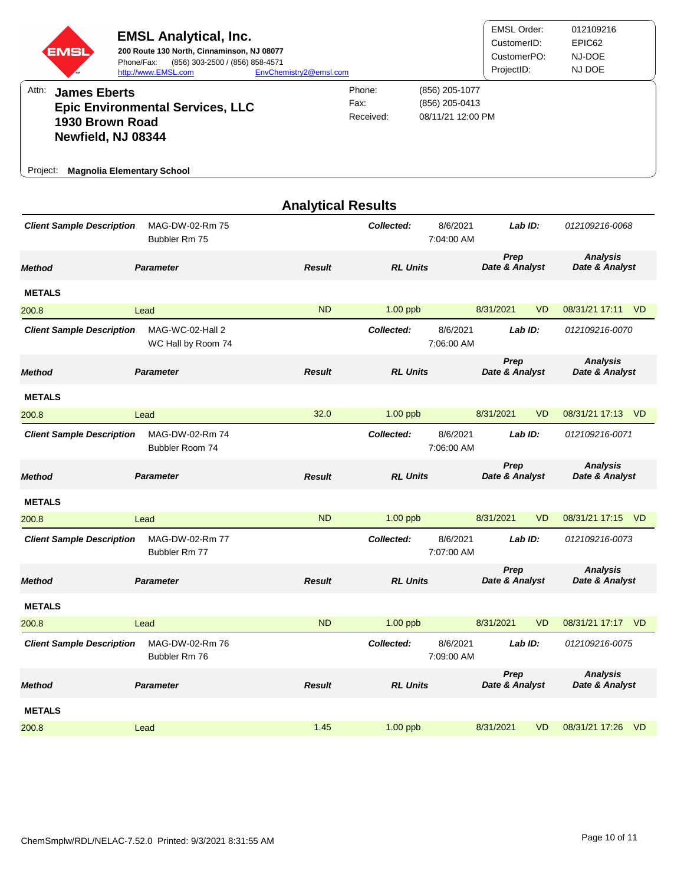**EMSL Analytical, Inc.**
**200 Route 130 North, Cinnaminson, NJ 08077**
Phone/Fax: (856) 303-2500 / (856) 858-4571
http://www.EMSL.com EnvChemistry2@emsl.com

| | |
|---|---|
| EMSL Order: | 012109216 |
| CustomerID: | EPIC62 |
| CustomerPO: | NJ-DOE |
| ProjectID: | NJ DOE |

Attn: **James Eberts**
**Epic Environmental Services, LLC**
**1930 Brown Road**
**Newfield, NJ 08344**

| | |
|---|---|
| Phone: | (856) 205-1077 |
| Fax: | (856) 205-0413 |
| Received: | 08/11/21 12:00 PM |

Project: **Magnolia Elementary School**

## Analytical Results

**Client Sample Description** MAG-DW-02-Rm 75 Bubbler Rm 75 — **Collected:** 8/6/2021 7:04:00 AM — **Lab ID:** 012109216-0068

| Method | Parameter | Result | RL Units | Prep Date & Analyst | Analysis Date & Analyst |
|---|---|---|---|---|---|
| **METALS** | | | | | |
| 200.8 | Lead | ND | 1.00 ppb | 8/31/2021 VD | 08/31/21 17:11 VD |

**Client Sample Description** MAG-WC-02-Hall 2 WC Hall by Room 74 — **Collected:** 8/6/2021 7:06:00 AM — **Lab ID:** 012109216-0070

| Method | Parameter | Result | RL Units | Prep Date & Analyst | Analysis Date & Analyst |
|---|---|---|---|---|---|
| **METALS** | | | | | |
| 200.8 | Lead | 32.0 | 1.00 ppb | 8/31/2021 VD | 08/31/21 17:13 VD |

**Client Sample Description** MAG-DW-02-Rm 74 Bubbler Room 74 — **Collected:** 8/6/2021 7:06:00 AM — **Lab ID:** 012109216-0071

| Method | Parameter | Result | RL Units | Prep Date & Analyst | Analysis Date & Analyst |
|---|---|---|---|---|---|
| **METALS** | | | | | |
| 200.8 | Lead | ND | 1.00 ppb | 8/31/2021 VD | 08/31/21 17:15 VD |

**Client Sample Description** MAG-DW-02-Rm 77 Bubbler Rm 77 — **Collected:** 8/6/2021 7:07:00 AM — **Lab ID:** 012109216-0073

| Method | Parameter | Result | RL Units | Prep Date & Analyst | Analysis Date & Analyst |
|---|---|---|---|---|---|
| **METALS** | | | | | |
| 200.8 | Lead | ND | 1.00 ppb | 8/31/2021 VD | 08/31/21 17:17 VD |

**Client Sample Description** MAG-DW-02-Rm 76 Bubbler Rm 76 — **Collected:** 8/6/2021 7:09:00 AM — **Lab ID:** 012109216-0075

| Method | Parameter | Result | RL Units | Prep Date & Analyst | Analysis Date & Analyst |
|---|---|---|---|---|---|
| **METALS** | | | | | |
| 200.8 | Lead | 1.45 | 1.00 ppb | 8/31/2021 VD | 08/31/21 17:26 VD |

ChemSmplw/RDL/NELAC-7.52.0 Printed: 9/3/2021 8:31:55 AM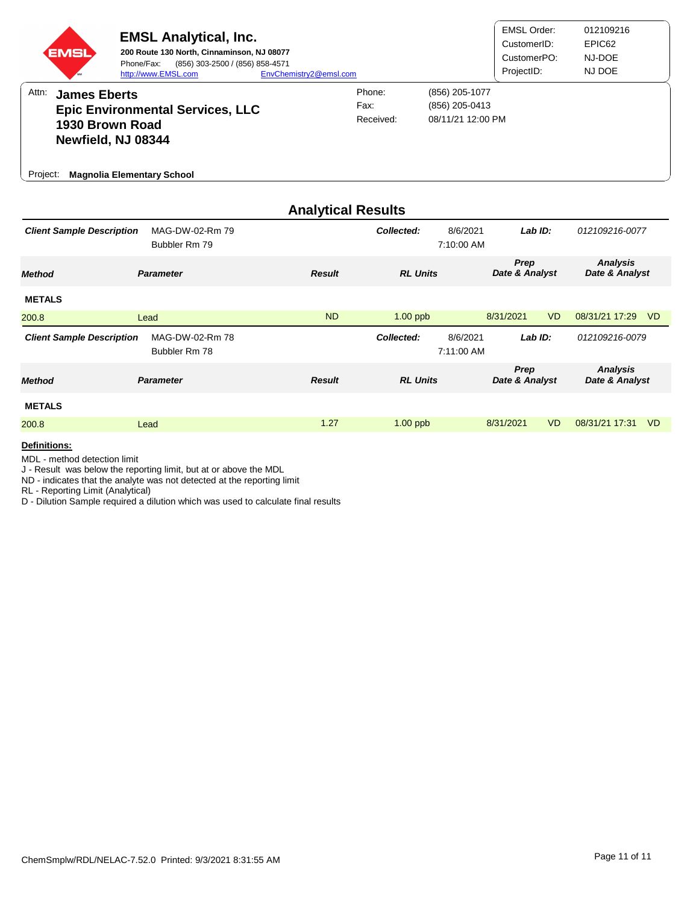**EMSL Analytical, Inc.**
200 Route 130 North, Cinnaminson, NJ 08077
Phone/Fax: (856) 303-2500 / (856) 858-4571
http://www.EMSL.com EnvChemistry2@emsl.com

| | |
|---|---|
| EMSL Order: | 012109216 |
| CustomerID: | EPIC62 |
| CustomerPO: | NJ-DOE |
| ProjectID: | NJ DOE |

Attn: **James Eberts**
**Epic Environmental Services, LLC**
**1930 Brown Road**
**Newfield, NJ 08344**

| | |
|---|---|
| Phone: | (856) 205-1077 |
| Fax: | (856) 205-0413 |
| Received: | 08/11/21 12:00 PM |

Project: **Magnolia Elementary School**

## Analytical Results

***Client Sample Description*** MAG-DW-02-Rm 79 Bubbler Rm 79 — ***Collected:*** 8/6/2021 7:10:00 AM — ***Lab ID:*** *012109216-0077*

| *Method* | *Parameter* | *Result* | *RL Units* | *Prep Date & Analyst* | | *Analysis Date & Analyst* | |
|---|---|---|---|---|---|---|---|
| **METALS** | | | | | | | |
| 200.8 | Lead | ND | 1.00 ppb | 8/31/2021 | VD | 08/31/21 17:29 | VD |

***Client Sample Description*** MAG-DW-02-Rm 78 Bubbler Rm 78 — ***Collected:*** 8/6/2021 7:11:00 AM — ***Lab ID:*** *012109216-0079*

| *Method* | *Parameter* | *Result* | *RL Units* | *Prep Date & Analyst* | | *Analysis Date & Analyst* | |
|---|---|---|---|---|---|---|---|
| **METALS** | | | | | | | |
| 200.8 | Lead | 1.27 | 1.00 ppb | 8/31/2021 | VD | 08/31/21 17:31 | VD |

**Definitions:**

MDL - method detection limit
J - Result was below the reporting limit, but at or above the MDL
ND - indicates that the analyte was not detected at the reporting limit
RL - Reporting Limit (Analytical)
D - Dilution Sample required a dilution which was used to calculate final results

ChemSmplw/RDL/NELAC-7.52.0 Printed: 9/3/2021 8:31:55 AM